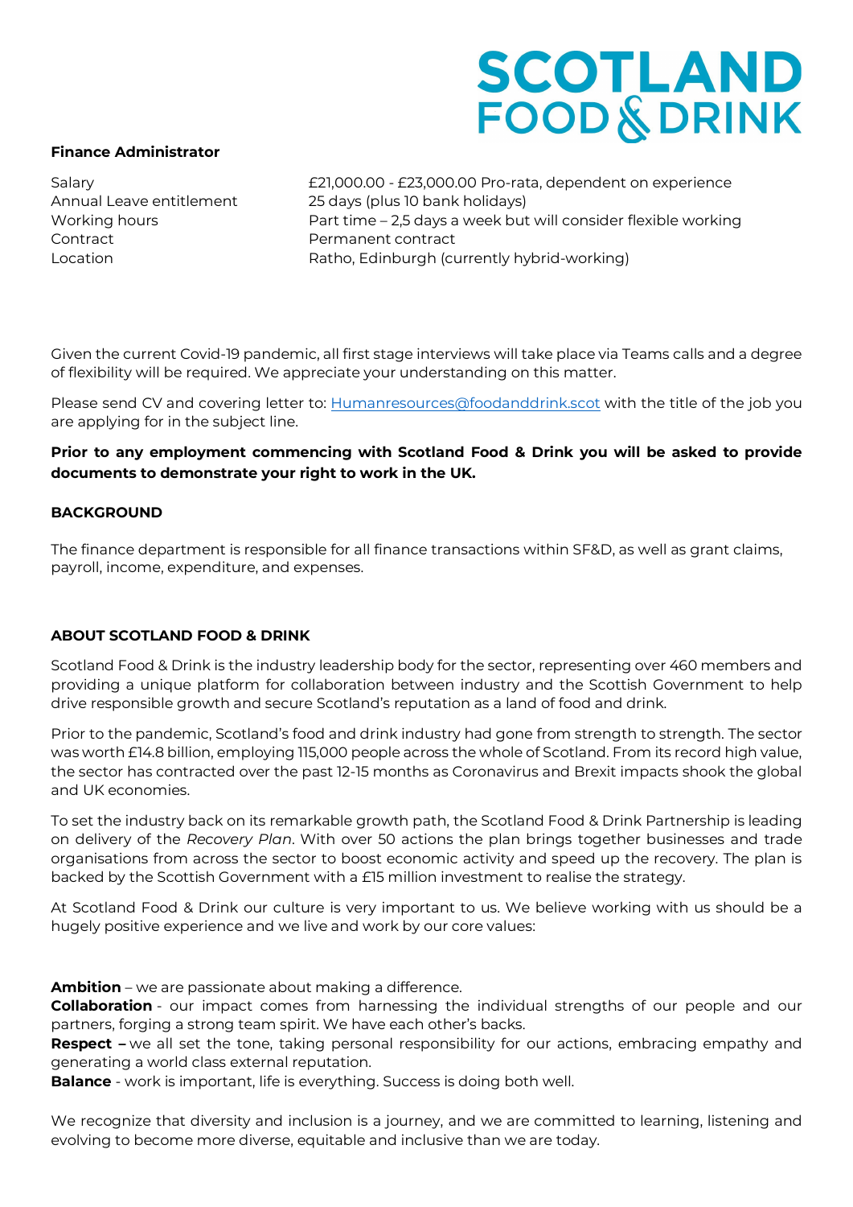SCOTLAND FOOD & DRINK

**Finance Administrator**

| | |
|---|---|
| Salary | £21,000.00 - £23,000.00 Pro-rata, dependent on experience |
| Annual Leave entitlement | 25 days (plus 10 bank holidays) |
| Working hours | Part time – 2,5 days a week but will consider flexible working |
| Contract | Permanent contract |
| Location | Ratho, Edinburgh (currently hybrid-working) |

Given the current Covid-19 pandemic, all first stage interviews will take place via Teams calls and a degree of flexibility will be required. We appreciate your understanding on this matter.

Please send CV and covering letter to: Humanresources@foodanddrink.scot with the title of the job you are applying for in the subject line.

**Prior to any employment commencing with Scotland Food & Drink you will be asked to provide documents to demonstrate your right to work in the UK.**

**BACKGROUND**

The finance department is responsible for all finance transactions within SF&D, as well as grant claims, payroll, income, expenditure, and expenses.

**ABOUT SCOTLAND FOOD & DRINK**

Scotland Food & Drink is the industry leadership body for the sector, representing over 460 members and providing a unique platform for collaboration between industry and the Scottish Government to help drive responsible growth and secure Scotland's reputation as a land of food and drink.

Prior to the pandemic, Scotland's food and drink industry had gone from strength to strength. The sector was worth £14.8 billion, employing 115,000 people across the whole of Scotland. From its record high value, the sector has contracted over the past 12-15 months as Coronavirus and Brexit impacts shook the global and UK economies.

To set the industry back on its remarkable growth path, the Scotland Food & Drink Partnership is leading on delivery of the *Recovery Plan*. With over 50 actions the plan brings together businesses and trade organisations from across the sector to boost economic activity and speed up the recovery. The plan is backed by the Scottish Government with a £15 million investment to realise the strategy.

At Scotland Food & Drink our culture is very important to us. We believe working with us should be a hugely positive experience and we live and work by our core values:

**Ambition** – we are passionate about making a difference.
**Collaboration** - our impact comes from harnessing the individual strengths of our people and our partners, forging a strong team spirit. We have each other's backs.
**Respect –** we all set the tone, taking personal responsibility for our actions, embracing empathy and generating a world class external reputation.
**Balance** - work is important, life is everything. Success is doing both well.

We recognize that diversity and inclusion is a journey, and we are committed to learning, listening and evolving to become more diverse, equitable and inclusive than we are today.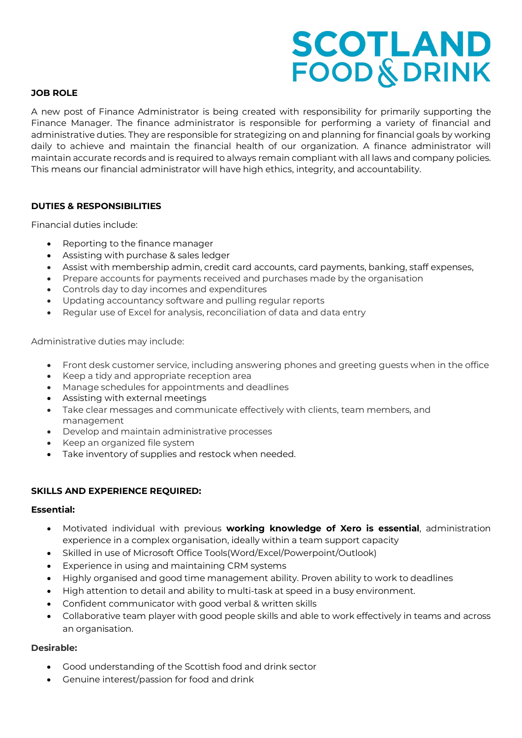SCOTLAND FOOD & DRINK

**JOB ROLE**

A new post of Finance Administrator is being created with responsibility for primarily supporting the Finance Manager. The finance administrator is responsible for performing a variety of financial and administrative duties. They are responsible for strategizing on and planning for financial goals by working daily to achieve and maintain the financial health of our organization. A finance administrator will maintain accurate records and is required to always remain compliant with all laws and company policies. This means our financial administrator will have high ethics, integrity, and accountability.

**DUTIES & RESPONSIBILITIES**

Financial duties include:

- Reporting to the finance manager
- Assisting with purchase & sales ledger
- Assist with membership admin, credit card accounts, card payments, banking, staff expenses,
- Prepare accounts for payments received and purchases made by the organisation
- Controls day to day incomes and expenditures
- Updating accountancy software and pulling regular reports
- Regular use of Excel for analysis, reconciliation of data and data entry

Administrative duties may include:

- Front desk customer service, including answering phones and greeting guests when in the office
- Keep a tidy and appropriate reception area
- Manage schedules for appointments and deadlines
- Assisting with external meetings
- Take clear messages and communicate effectively with clients, team members, and management
- Develop and maintain administrative processes
- Keep an organized file system
- Take inventory of supplies and restock when needed.

**SKILLS AND EXPERIENCE REQUIRED:**

**Essential:**

- Motivated individual with previous **working knowledge of Xero is essential**, administration experience in a complex organisation, ideally within a team support capacity
- Skilled in use of Microsoft Office Tools(Word/Excel/Powerpoint/Outlook)
- Experience in using and maintaining CRM systems
- Highly organised and good time management ability. Proven ability to work to deadlines
- High attention to detail and ability to multi-task at speed in a busy environment.
- Confident communicator with good verbal & written skills
- Collaborative team player with good people skills and able to work effectively in teams and across an organisation.

**Desirable:**

- Good understanding of the Scottish food and drink sector
- Genuine interest/passion for food and drink